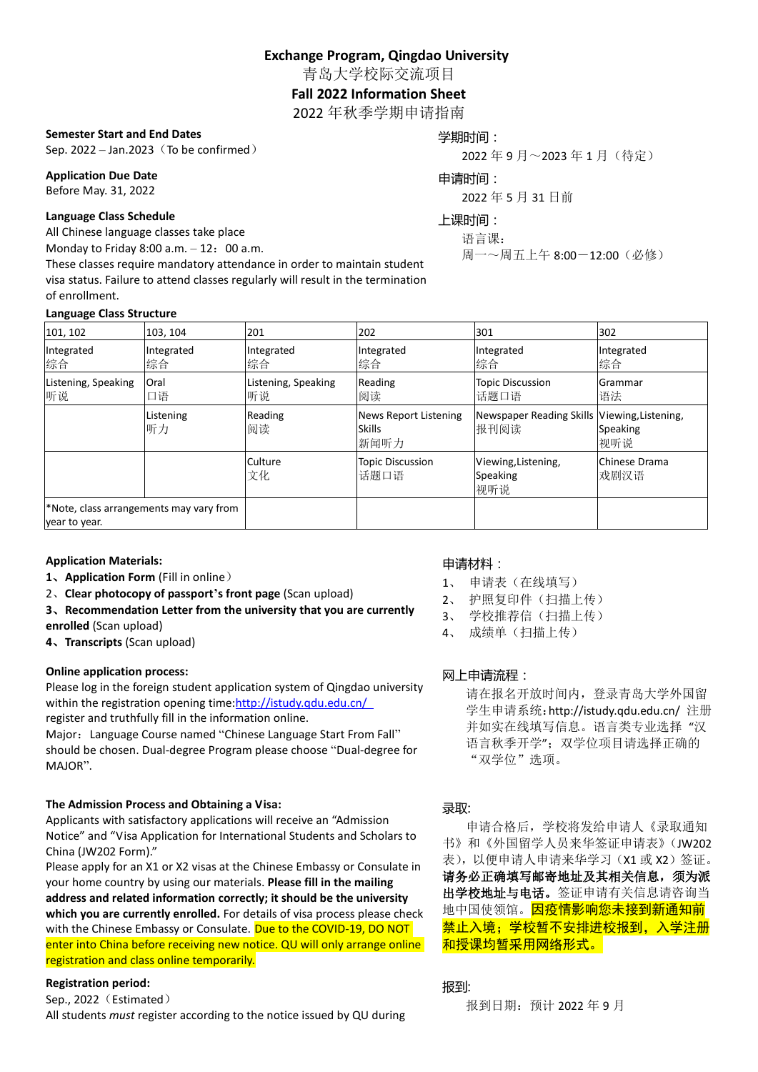# Exchange Program, Qingdao University

# 青岛大学校际交流项目

## Fall 2022 Information Sheet

## 2022 年秋季学期申请指南

**Semester Start and End Dates**

Sep. 2022 – Jan.2023（To be confirmed）

**Application Due Date**

Before May. 31, 2022

**Language Class Schedule**

All Chinese language classes take place

Monday to Friday 8:00 a.m. – 12：00 a.m.

These classes require mandatory attendance in order to maintain student visa status. Failure to attend classes regularly will result in the termination of enrollment.

学期时间：

2022 年 9 月～2023 年 1 月（待定）

申请时间：

2022 年 5 月 31 日前

上课时间：

语言课：

周一～周五上午 8:00－12:00（必修）

**Language Class Structure**

| 101, 102 | 103, 104 | 201 | 202 | 301 | 302 |
|---|---|---|---|---|---|
| Integrated 综合 | Integrated 综合 | Integrated 综合 | Integrated 综合 | Integrated 综合 | Integrated 综合 |
| Listening, Speaking 听说 | Oral 口语 | Listening, Speaking 听说 | Reading 阅读 | Topic Discussion 话题口语 | Grammar 语法 |
| | Listening 听力 | Reading 阅读 | News Report Listening Skills 新闻听力 | Newspaper Reading Skills 报刊阅读 | Viewing,Listening, Speaking 视听说 |
| | | Culture 文化 | Topic Discussion 话题口语 | Viewing,Listening, Speaking 视听说 | Chinese Drama 戏剧汉语 |
| *Note, class arrangements may vary from year to year. | | | | | |

**Application Materials:**

1、**Application Form** (Fill in online）

2、**Clear photocopy of passport's front page** (Scan upload)

3、**Recommendation Letter from the university that you are currently enrolled** (Scan upload)

4、**Transcripts** (Scan upload)

申请材料：

1、 申请表（在线填写）

2、 护照复印件（扫描上传）

3、 学校推荐信（扫描上传）

4、 成绩单（扫描上传）

**Online application process:**

Please log in the foreign student application system of Qingdao university within the registration opening time:http://istudy.qdu.edu.cn/ register and truthfully fill in the information online.

Major：Language Course named "Chinese Language Start From Fall" should be chosen. Dual-degree Program please choose "Dual-degree for MAJOR".

网上申请流程：

请在报名开放时间内，登录青岛大学外国留学生申请系统：http://istudy.qdu.edu.cn/ 注册并如实在线填写信息。语言类专业选择"汉语言秋季开学"；双学位项目请选择正确的"双学位"选项。

**The Admission Process and Obtaining a Visa:**

Applicants with satisfactory applications will receive an "Admission Notice" and "Visa Application for International Students and Scholars to China (JW202 Form)."

Please apply for an X1 or X2 visas at the Chinese Embassy or Consulate in your home country by using our materials. **Please fill in the mailing address and related information correctly; it should be the university which you are currently enrolled.** For details of visa process please check with the Chinese Embassy or Consulate. Due to the COVID-19, DO NOT enter into China before receiving new notice. QU will only arrange online registration and class online temporarily.

录取:

申请合格后，学校将发给申请人《录取通知书》和《外国留学人员来华签证申请表》(JW202 表)，以便申请人申请来华学习（X1 或 X2）签证。**请务必正确填写邮寄地址及其相关信息，须为派出学校地址与电话。**签证申请有关信息请咨询当地中国使领馆。因疫情影响您未接到新通知前禁止入境；学校暂不安排进校报到，入学注册和授课均暂采用网络形式。

**Registration period:**

Sep., 2022（Estimated）

All students *must* register according to the notice issued by QU during

报到:

报到日期：预计 2022 年 9 月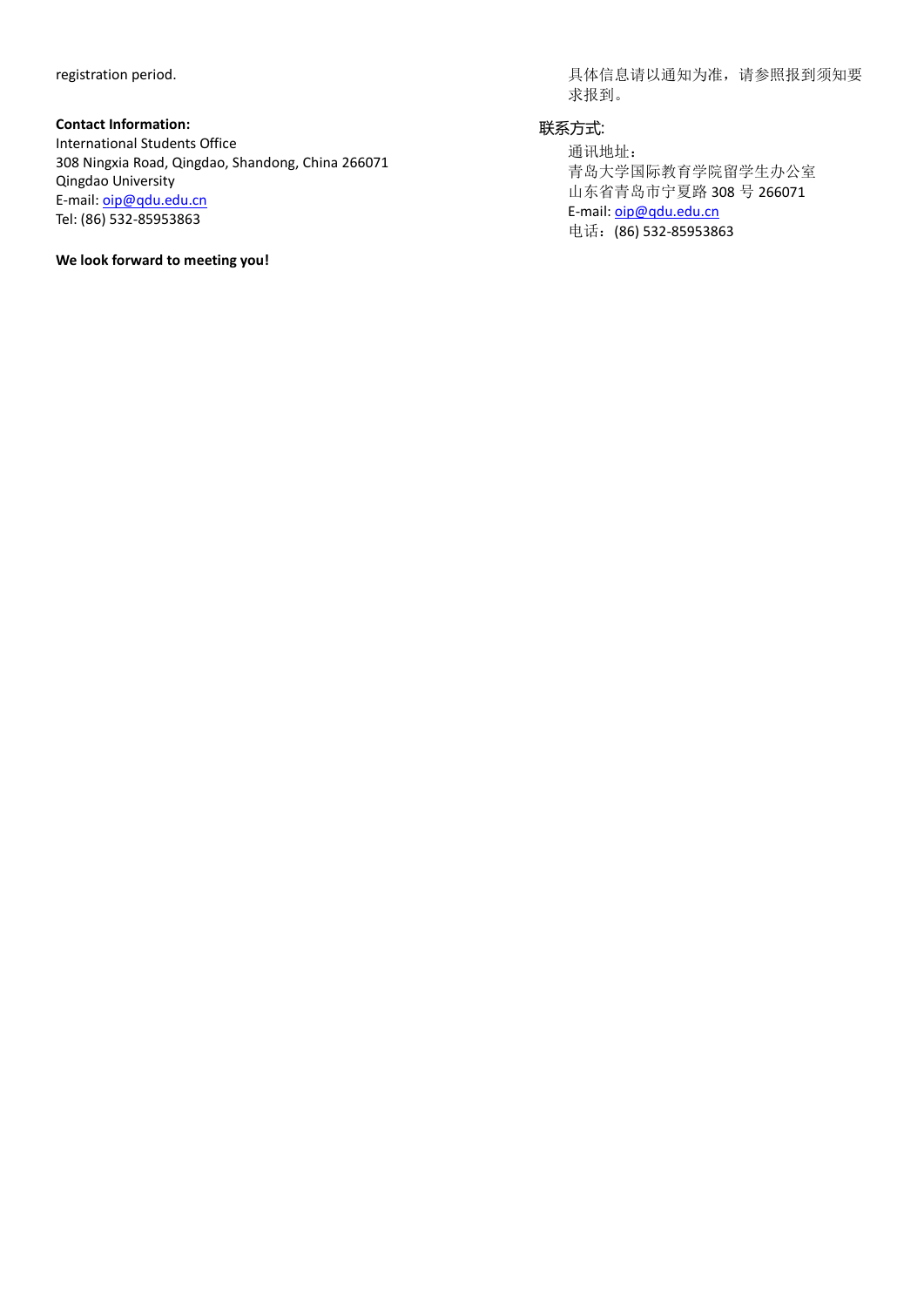registration period.

**Contact Information:**
International Students Office
308 Ningxia Road, Qingdao, Shandong, China 266071
Qingdao University
E-mail: oip@qdu.edu.cn
Tel: (86) 532-85953863

**We look forward to meeting you!**

具体信息请以通知为准，请参照报到须知要求报到。

联系方式:

通讯地址：
青岛大学国际教育学院留学生办公室
山东省青岛市宁夏路 308 号 266071
E-mail: oip@qdu.edu.cn
电话：(86) 532-85953863